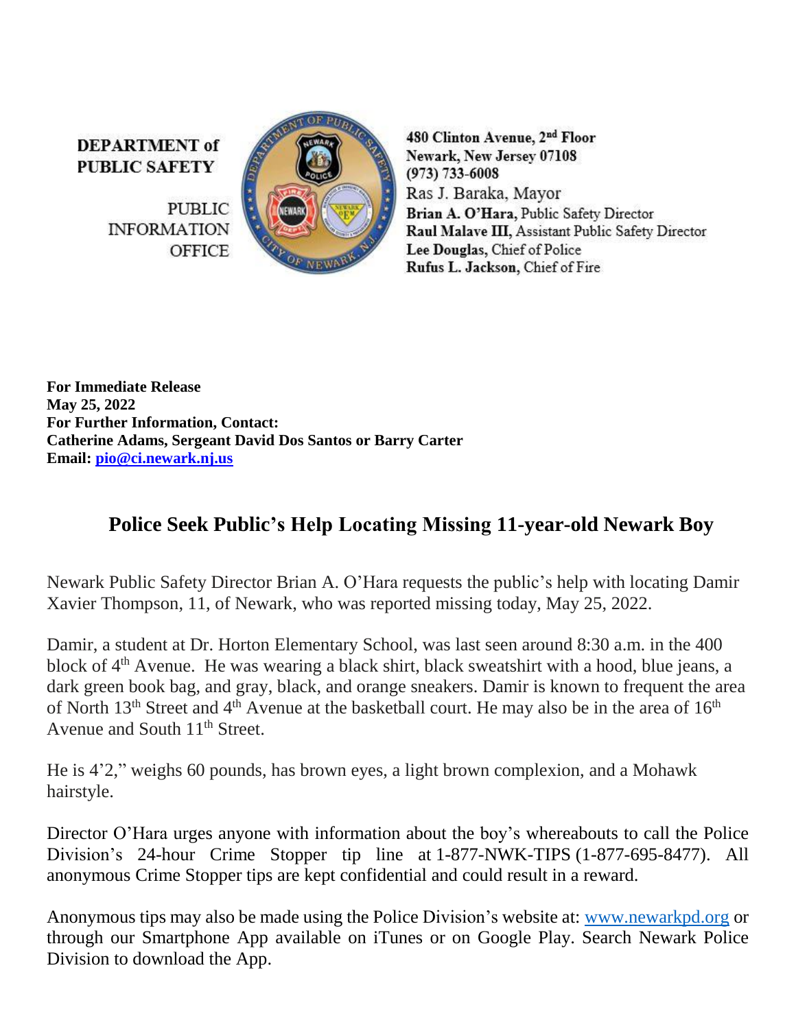**DEPARTMENT of PUBLIC SAFETY**

PUBLIC INFORMATION OFFICE

**480 Clinton Avenue, 2nd Floor**
**Newark, New Jersey 07108**
**(973) 733-6008**
Ras J. Baraka, Mayor
**Brian A. O'Hara,** Public Safety Director
**Raul Malave III,** Assistant Public Safety Director
**Lee Douglas,** Chief of Police
**Rufus L. Jackson,** Chief of Fire

**For Immediate Release**
**May 25, 2022**
**For Further Information, Contact:**
**Catherine Adams, Sergeant David Dos Santos or Barry Carter**
**Email: pio@ci.newark.nj.us**

## Police Seek Public's Help Locating Missing 11-year-old Newark Boy

Newark Public Safety Director Brian A. O'Hara requests the public's help with locating Damir Xavier Thompson, 11, of Newark, who was reported missing today, May 25, 2022.

Damir, a student at Dr. Horton Elementary School, was last seen around 8:30 a.m. in the 400 block of 4th Avenue. He was wearing a black shirt, black sweatshirt with a hood, blue jeans, a dark green book bag, and gray, black, and orange sneakers. Damir is known to frequent the area of North 13th Street and 4th Avenue at the basketball court. He may also be in the area of 16th Avenue and South 11th Street.

He is 4'2," weighs 60 pounds, has brown eyes, a light brown complexion, and a Mohawk hairstyle.

Director O'Hara urges anyone with information about the boy's whereabouts to call the Police Division's 24-hour Crime Stopper tip line at 1-877-NWK-TIPS (1-877-695-8477). All anonymous Crime Stopper tips are kept confidential and could result in a reward.

Anonymous tips may also be made using the Police Division's website at: www.newarkpd.org or through our Smartphone App available on iTunes or on Google Play. Search Newark Police Division to download the App.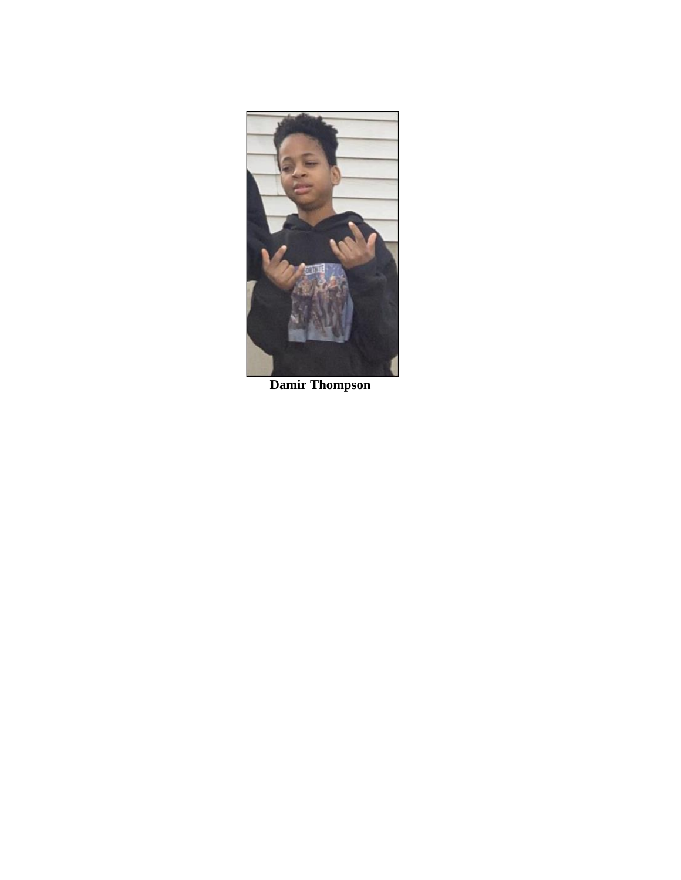**Damir Thompson**